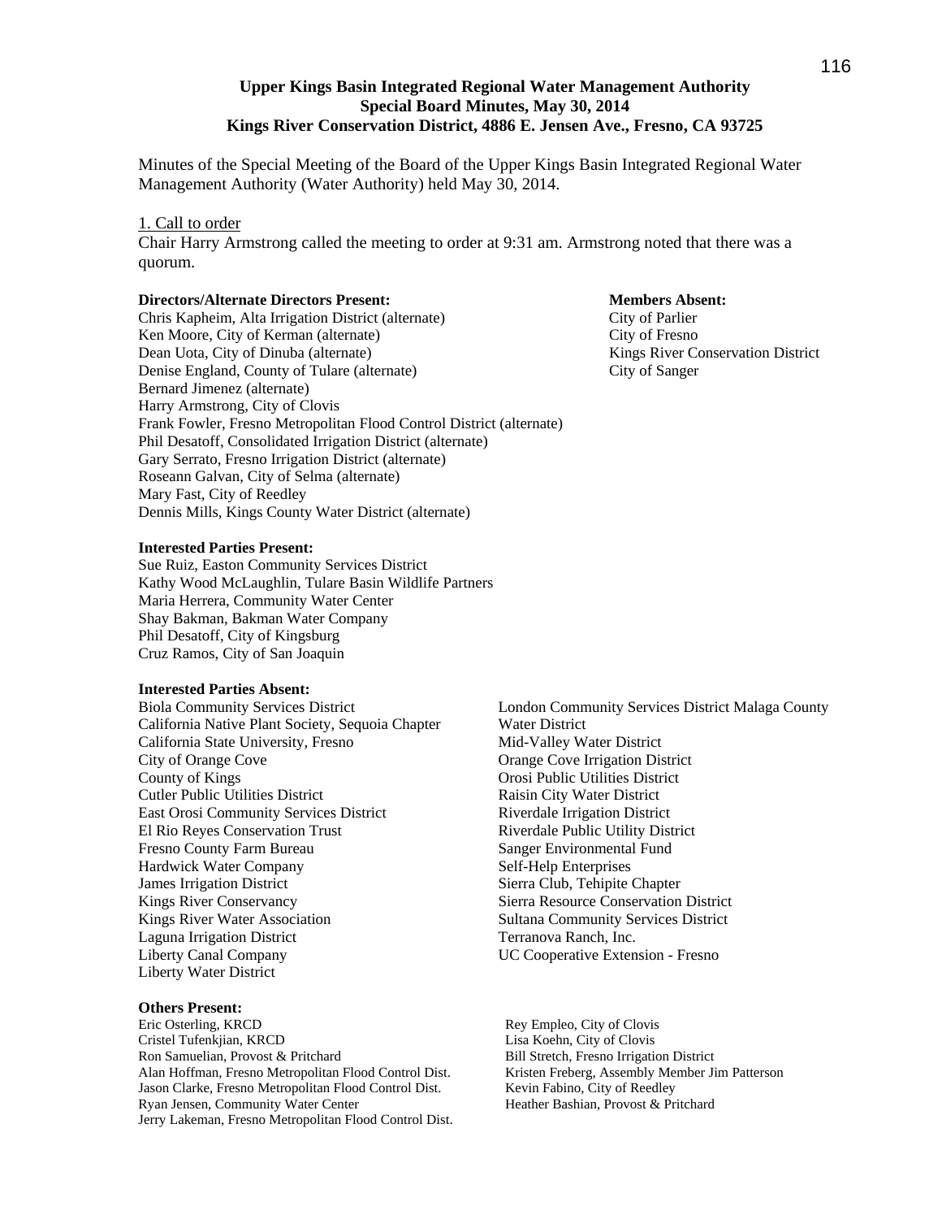**Upper Kings Basin Integrated Regional Water Management Authority**
**Special Board Minutes, May 30, 2014**
**Kings River Conservation District, 4886 E. Jensen Ave., Fresno, CA 93725**

Minutes of the Special Meeting of the Board of the Upper Kings Basin Integrated Regional Water Management Authority (Water Authority) held May 30, 2014.

1. Call to order

Chair Harry Armstrong called the meeting to order at 9:31 am. Armstrong noted that there was a quorum.

**Directors/Alternate Directors Present:**

Chris Kapheim, Alta Irrigation District (alternate)
Ken Moore, City of Kerman (alternate)
Dean Uota, City of Dinuba (alternate)
Denise England, County of Tulare (alternate)
Bernard Jimenez (alternate)
Harry Armstrong, City of Clovis
Frank Fowler, Fresno Metropolitan Flood Control District (alternate)
Phil Desatoff, Consolidated Irrigation District (alternate)
Gary Serrato, Fresno Irrigation District (alternate)
Roseann Galvan, City of Selma (alternate)
Mary Fast, City of Reedley
Dennis Mills, Kings County Water District (alternate)

**Members Absent:**

City of Parlier
City of Fresno
Kings River Conservation District
City of Sanger

**Interested Parties Present:**

Sue Ruiz, Easton Community Services District
Kathy Wood McLaughlin, Tulare Basin Wildlife Partners
Maria Herrera, Community Water Center
Shay Bakman, Bakman Water Company
Phil Desatoff, City of Kingsburg
Cruz Ramos, City of San Joaquin

**Interested Parties Absent:**

Biola Community Services District
California Native Plant Society, Sequoia Chapter
California State University, Fresno
City of Orange Cove
County of Kings
Cutler Public Utilities District
East Orosi Community Services District
El Rio Reyes Conservation Trust
Fresno County Farm Bureau
Hardwick Water Company
James Irrigation District
Kings River Conservancy
Kings River Water Association
Laguna Irrigation District
Liberty Canal Company
Liberty Water District
London Community Services District Malaga County Water District
Mid-Valley Water District
Orange Cove Irrigation District
Orosi Public Utilities District
Raisin City Water District
Riverdale Irrigation District
Riverdale Public Utility District
Sanger Environmental Fund
Self-Help Enterprises
Sierra Club, Tehipite Chapter
Sierra Resource Conservation District
Sultana Community Services District
Terranova Ranch, Inc.
UC Cooperative Extension - Fresno

**Others Present:**

Eric Osterling, KRCD
Cristel Tufenkjian, KRCD
Ron Samuelian, Provost & Pritchard
Alan Hoffman, Fresno Metropolitan Flood Control Dist.
Jason Clarke, Fresno Metropolitan Flood Control Dist.
Ryan Jensen, Community Water Center
Jerry Lakeman, Fresno Metropolitan Flood Control Dist.
Rey Empleo, City of Clovis
Lisa Koehn, City of Clovis
Bill Stretch, Fresno Irrigation District
Kristen Freberg, Assembly Member Jim Patterson
Kevin Fabino, City of Reedley
Heather Bashian, Provost & Pritchard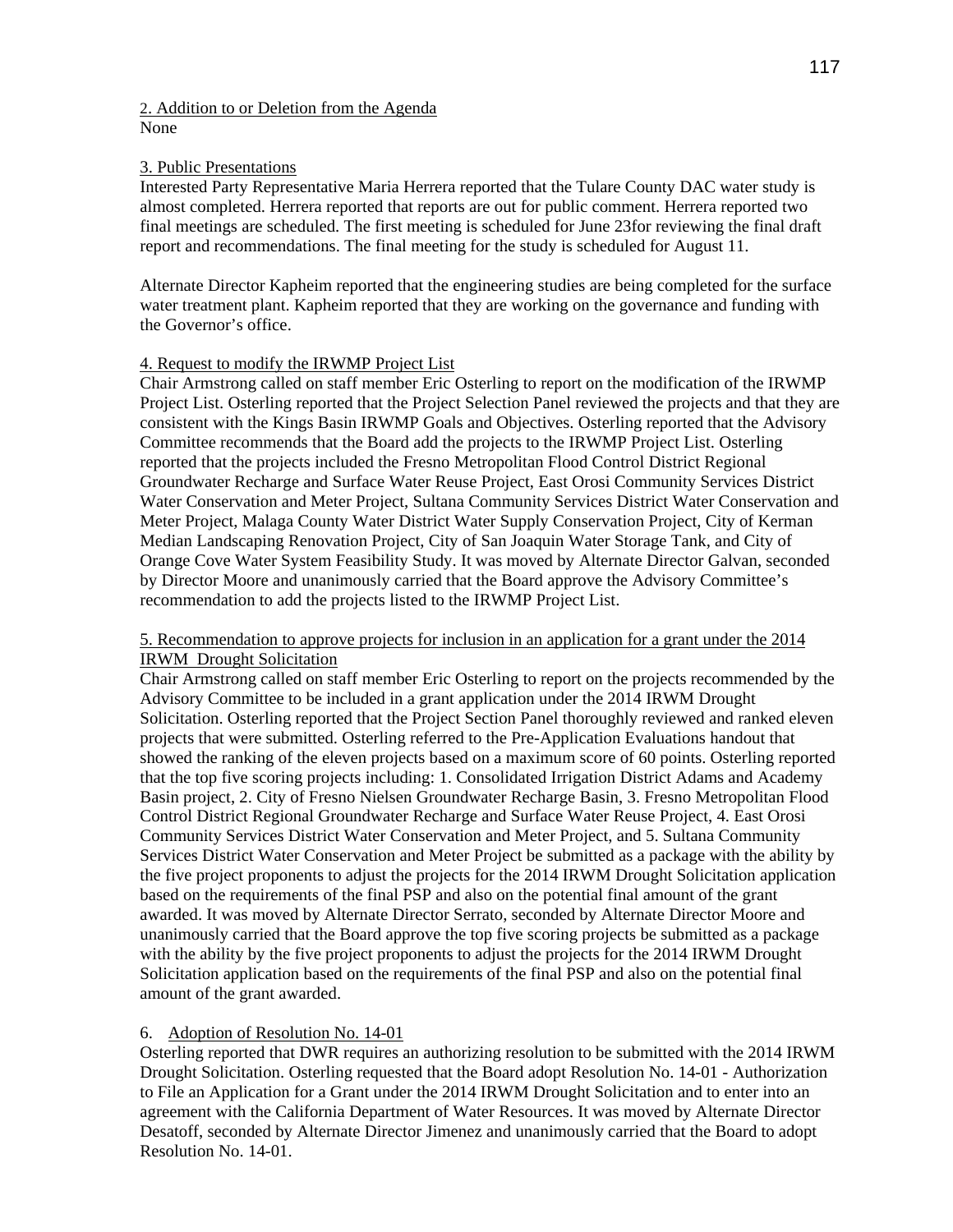2. Addition to or Deletion from the Agenda

None

3. Public Presentations

Interested Party Representative Maria Herrera reported that the Tulare County DAC water study is almost completed. Herrera reported that reports are out for public comment. Herrera reported two final meetings are scheduled. The first meeting is scheduled for June 23for reviewing the final draft report and recommendations. The final meeting for the study is scheduled for August 11.

Alternate Director Kapheim reported that the engineering studies are being completed for the surface water treatment plant. Kapheim reported that they are working on the governance and funding with the Governor's office.

4. Request to modify the IRWMP Project List

Chair Armstrong called on staff member Eric Osterling to report on the modification of the IRWMP Project List. Osterling reported that the Project Selection Panel reviewed the projects and that they are consistent with the Kings Basin IRWMP Goals and Objectives. Osterling reported that the Advisory Committee recommends that the Board add the projects to the IRWMP Project List. Osterling reported that the projects included the Fresno Metropolitan Flood Control District Regional Groundwater Recharge and Surface Water Reuse Project, East Orosi Community Services District Water Conservation and Meter Project, Sultana Community Services District Water Conservation and Meter Project, Malaga County Water District Water Supply Conservation Project, City of Kerman Median Landscaping Renovation Project, City of San Joaquin Water Storage Tank, and City of Orange Cove Water System Feasibility Study. It was moved by Alternate Director Galvan, seconded by Director Moore and unanimously carried that the Board approve the Advisory Committee's recommendation to add the projects listed to the IRWMP Project List.

5. Recommendation to approve projects for inclusion in an application for a grant under the 2014 IRWM Drought Solicitation

Chair Armstrong called on staff member Eric Osterling to report on the projects recommended by the Advisory Committee to be included in a grant application under the 2014 IRWM Drought Solicitation. Osterling reported that the Project Section Panel thoroughly reviewed and ranked eleven projects that were submitted. Osterling referred to the Pre-Application Evaluations handout that showed the ranking of the eleven projects based on a maximum score of 60 points. Osterling reported that the top five scoring projects including: 1. Consolidated Irrigation District Adams and Academy Basin project, 2. City of Fresno Nielsen Groundwater Recharge Basin, 3. Fresno Metropolitan Flood Control District Regional Groundwater Recharge and Surface Water Reuse Project, 4. East Orosi Community Services District Water Conservation and Meter Project, and 5. Sultana Community Services District Water Conservation and Meter Project be submitted as a package with the ability by the five project proponents to adjust the projects for the 2014 IRWM Drought Solicitation application based on the requirements of the final PSP and also on the potential final amount of the grant awarded. It was moved by Alternate Director Serrato, seconded by Alternate Director Moore and unanimously carried that the Board approve the top five scoring projects be submitted as a package with the ability by the five project proponents to adjust the projects for the 2014 IRWM Drought Solicitation application based on the requirements of the final PSP and also on the potential final amount of the grant awarded.

6. Adoption of Resolution No. 14-01

Osterling reported that DWR requires an authorizing resolution to be submitted with the 2014 IRWM Drought Solicitation. Osterling requested that the Board adopt Resolution No. 14-01 - Authorization to File an Application for a Grant under the 2014 IRWM Drought Solicitation and to enter into an agreement with the California Department of Water Resources. It was moved by Alternate Director Desatoff, seconded by Alternate Director Jimenez and unanimously carried that the Board to adopt Resolution No. 14-01.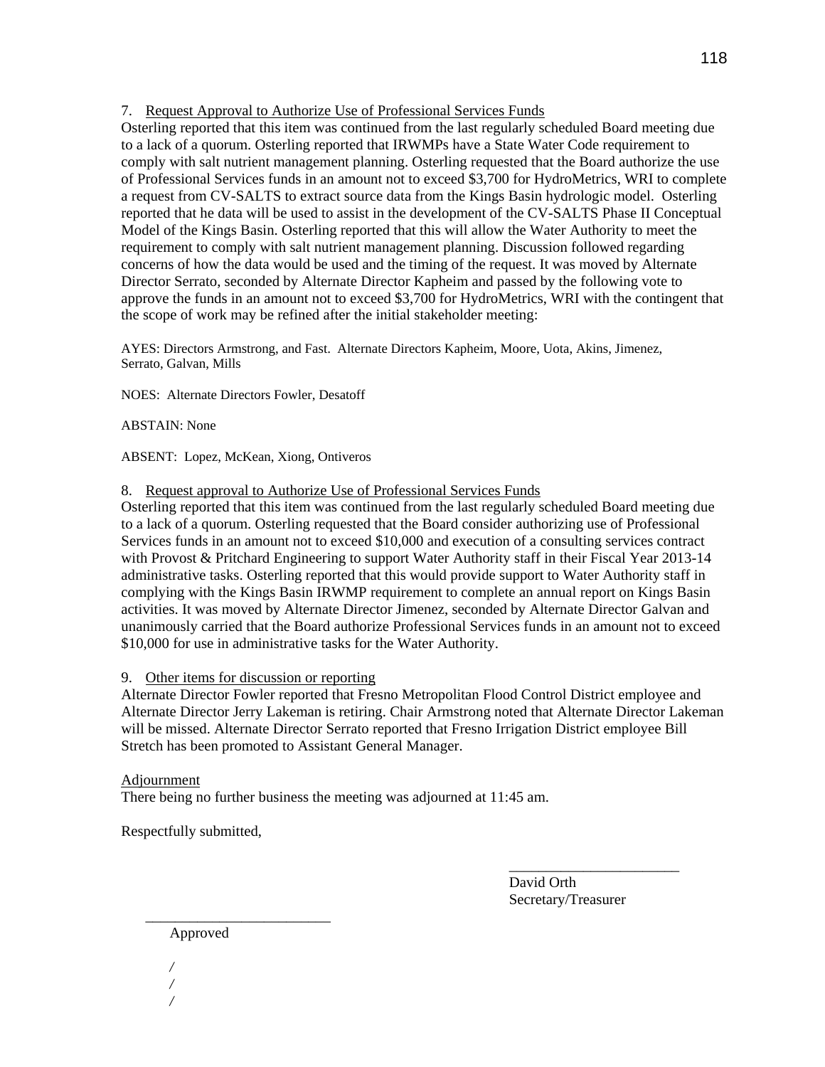7. <u>Request Approval to Authorize Use of Professional Services Funds</u>
Osterling reported that this item was continued from the last regularly scheduled Board meeting due to a lack of a quorum. Osterling reported that IRWMPs have a State Water Code requirement to comply with salt nutrient management planning. Osterling requested that the Board authorize the use of Professional Services funds in an amount not to exceed $3,700 for HydroMetrics, WRI to complete a request from CV-SALTS to extract source data from the Kings Basin hydrologic model. Osterling reported that he data will be used to assist in the development of the CV-SALTS Phase II Conceptual Model of the Kings Basin. Osterling reported that this will allow the Water Authority to meet the requirement to comply with salt nutrient management planning. Discussion followed regarding concerns of how the data would be used and the timing of the request. It was moved by Alternate Director Serrato, seconded by Alternate Director Kapheim and passed by the following vote to approve the funds in an amount not to exceed $3,700 for HydroMetrics, WRI with the contingent that the scope of work may be refined after the initial stakeholder meeting:

AYES: Directors Armstrong, and Fast. Alternate Directors Kapheim, Moore, Uota, Akins, Jimenez, Serrato, Galvan, Mills

NOES: Alternate Directors Fowler, Desatoff

ABSTAIN: None

ABSENT: Lopez, McKean, Xiong, Ontiveros

8. <u>Request approval to Authorize Use of Professional Services Funds</u>
Osterling reported that this item was continued from the last regularly scheduled Board meeting due to a lack of a quorum. Osterling requested that the Board consider authorizing use of Professional Services funds in an amount not to exceed $10,000 and execution of a consulting services contract with Provost & Pritchard Engineering to support Water Authority staff in their Fiscal Year 2013-14 administrative tasks. Osterling reported that this would provide support to Water Authority staff in complying with the Kings Basin IRWMP requirement to complete an annual report on Kings Basin activities. It was moved by Alternate Director Jimenez, seconded by Alternate Director Galvan and unanimously carried that the Board authorize Professional Services funds in an amount not to exceed $10,000 for use in administrative tasks for the Water Authority.

9. <u>Other items for discussion or reporting</u>
Alternate Director Fowler reported that Fresno Metropolitan Flood Control District employee and Alternate Director Jerry Lakeman is retiring. Chair Armstrong noted that Alternate Director Lakeman will be missed. Alternate Director Serrato reported that Fresno Irrigation District employee Bill Stretch has been promoted to Assistant General Manager.

<u>Adjournment</u>
There being no further business the meeting was adjourned at 11:45 am.

Respectfully submitted,

_______________________
David Orth
Secretary/Treasurer

_________________________
Approved

/
/
/